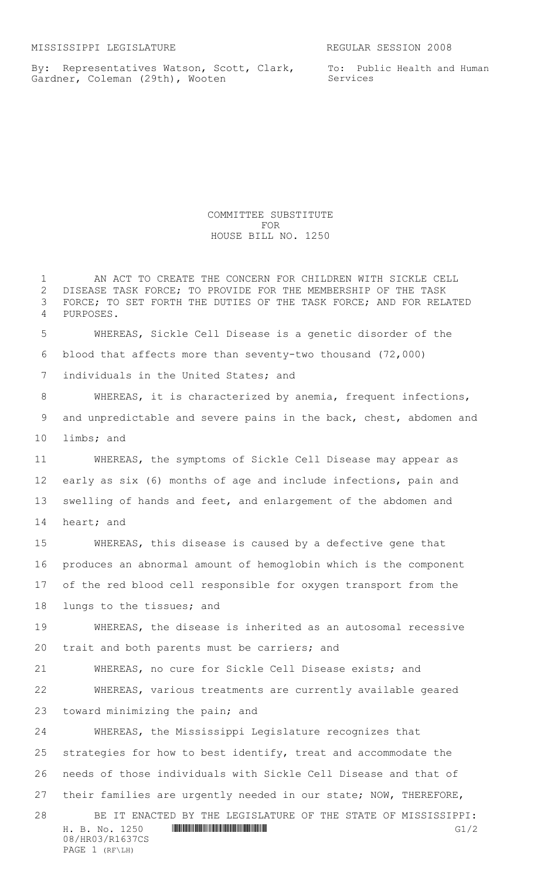MISSISSIPPI LEGISLATURE REGULAR SESSION 2008

By: Representatives Watson, Scott, Clark, Gardner, Coleman (29th), Wooten

To: Public Health and Human Services

# COMMITTEE SUBSTITUTE FOR HOUSE BILL NO. 1250

AN ACT TO CREATE THE CONCERN FOR CHILDREN WITH SICKLE CELL DISEASE TASK FORCE; TO PROVIDE FOR THE MEMBERSHIP OF THE TASK FORCE; TO SET FORTH THE DUTIES OF THE TASK FORCE; AND FOR RELATED PURPOSES.

WHEREAS, Sickle Cell Disease is a genetic disorder of the blood that affects more than seventy-two thousand (72,000) individuals in the United States; and

WHEREAS, it is characterized by anemia, frequent infections, and unpredictable and severe pains in the back, chest, abdomen and limbs; and

WHEREAS, the symptoms of Sickle Cell Disease may appear as early as six (6) months of age and include infections, pain and swelling of hands and feet, and enlargement of the abdomen and heart; and

WHEREAS, this disease is caused by a defective gene that produces an abnormal amount of hemoglobin which is the component of the red blood cell responsible for oxygen transport from the lungs to the tissues; and

WHEREAS, the disease is inherited as an autosomal recessive trait and both parents must be carriers; and

WHEREAS, no cure for Sickle Cell Disease exists; and

WHEREAS, various treatments are currently available geared toward minimizing the pain; and

WHEREAS, the Mississippi Legislature recognizes that strategies for how to best identify, treat and accommodate the needs of those individuals with Sickle Cell Disease and that of their families are urgently needed in our state; NOW, THEREFORE,

BE IT ENACTED BY THE LEGISLATURE OF THE STATE OF MISSISSIPPI: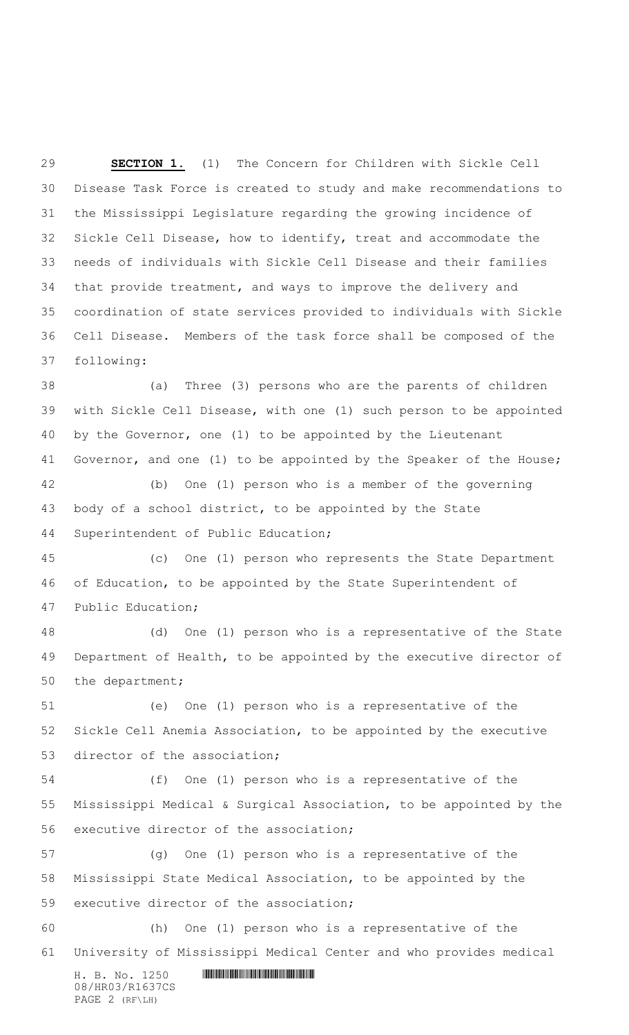**SECTION 1.** (1) The Concern for Children with Sickle Cell Disease Task Force is created to study and make recommendations to the Mississippi Legislature regarding the growing incidence of Sickle Cell Disease, how to identify, treat and accommodate the needs of individuals with Sickle Cell Disease and their families that provide treatment, and ways to improve the delivery and coordination of state services provided to individuals with Sickle Cell Disease. Members of the task force shall be composed of the following:

(a) Three (3) persons who are the parents of children with Sickle Cell Disease, with one (1) such person to be appointed by the Governor, one (1) to be appointed by the Lieutenant Governor, and one (1) to be appointed by the Speaker of the House;

(b) One (1) person who is a member of the governing body of a school district, to be appointed by the State Superintendent of Public Education;

(c) One (1) person who represents the State Department of Education, to be appointed by the State Superintendent of Public Education;

(d) One (1) person who is a representative of the State Department of Health, to be appointed by the executive director of the department;

(e) One (1) person who is a representative of the Sickle Cell Anemia Association, to be appointed by the executive director of the association;

(f) One (1) person who is a representative of the Mississippi Medical & Surgical Association, to be appointed by the executive director of the association;

(g) One (1) person who is a representative of the Mississippi State Medical Association, to be appointed by the executive director of the association;

(h) One (1) person who is a representative of the University of Mississippi Medical Center and who provides medical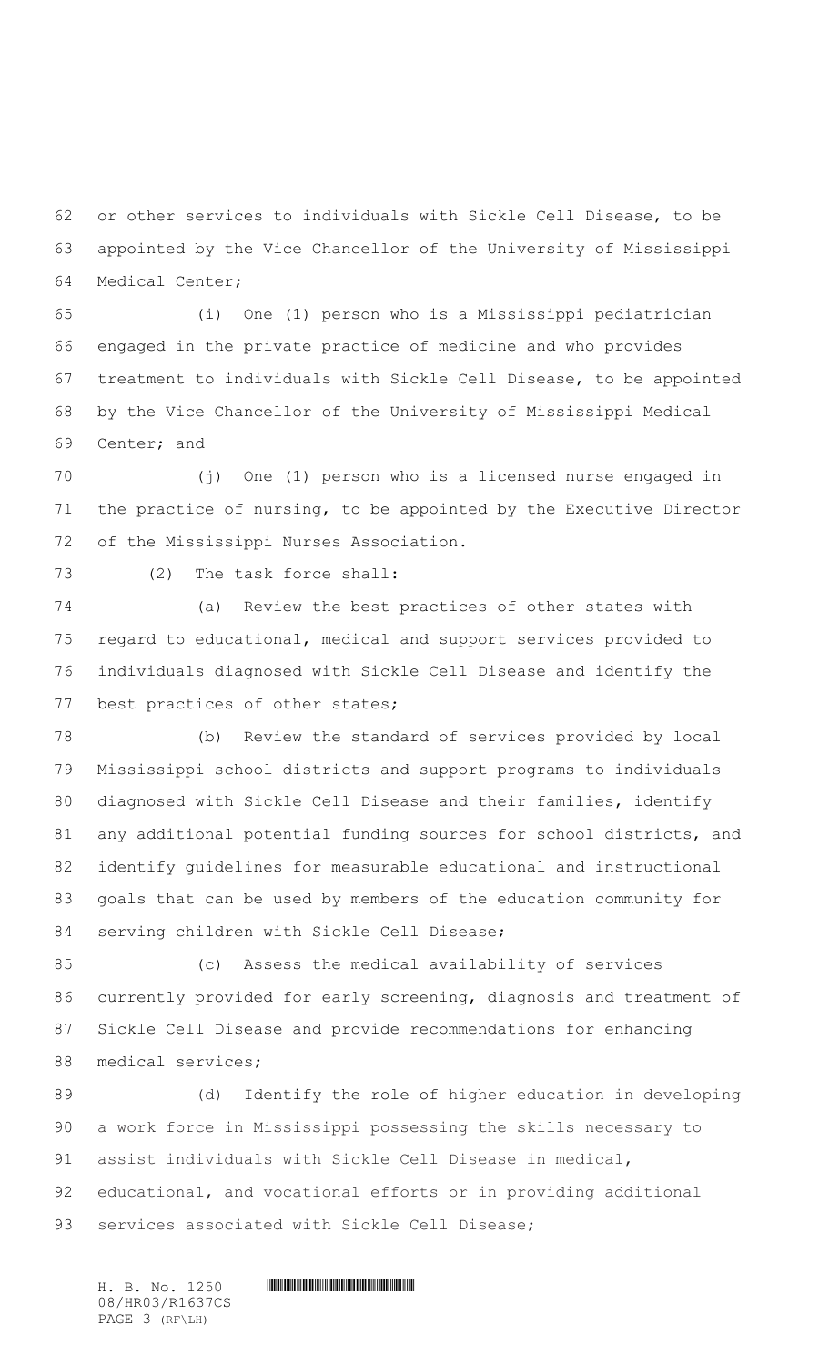or other services to individuals with Sickle Cell Disease, to be appointed by the Vice Chancellor of the University of Mississippi Medical Center;

(i) One (1) person who is a Mississippi pediatrician engaged in the private practice of medicine and who provides treatment to individuals with Sickle Cell Disease, to be appointed by the Vice Chancellor of the University of Mississippi Medical Center; and

(j) One (1) person who is a licensed nurse engaged in the practice of nursing, to be appointed by the Executive Director of the Mississippi Nurses Association.

(2) The task force shall:

(a) Review the best practices of other states with regard to educational, medical and support services provided to individuals diagnosed with Sickle Cell Disease and identify the best practices of other states;

(b) Review the standard of services provided by local Mississippi school districts and support programs to individuals diagnosed with Sickle Cell Disease and their families, identify any additional potential funding sources for school districts, and identify guidelines for measurable educational and instructional goals that can be used by members of the education community for serving children with Sickle Cell Disease;

(c) Assess the medical availability of services currently provided for early screening, diagnosis and treatment of Sickle Cell Disease and provide recommendations for enhancing medical services;

(d) Identify the role of higher education in developing a work force in Mississippi possessing the skills necessary to assist individuals with Sickle Cell Disease in medical, educational, and vocational efforts or in providing additional services associated with Sickle Cell Disease;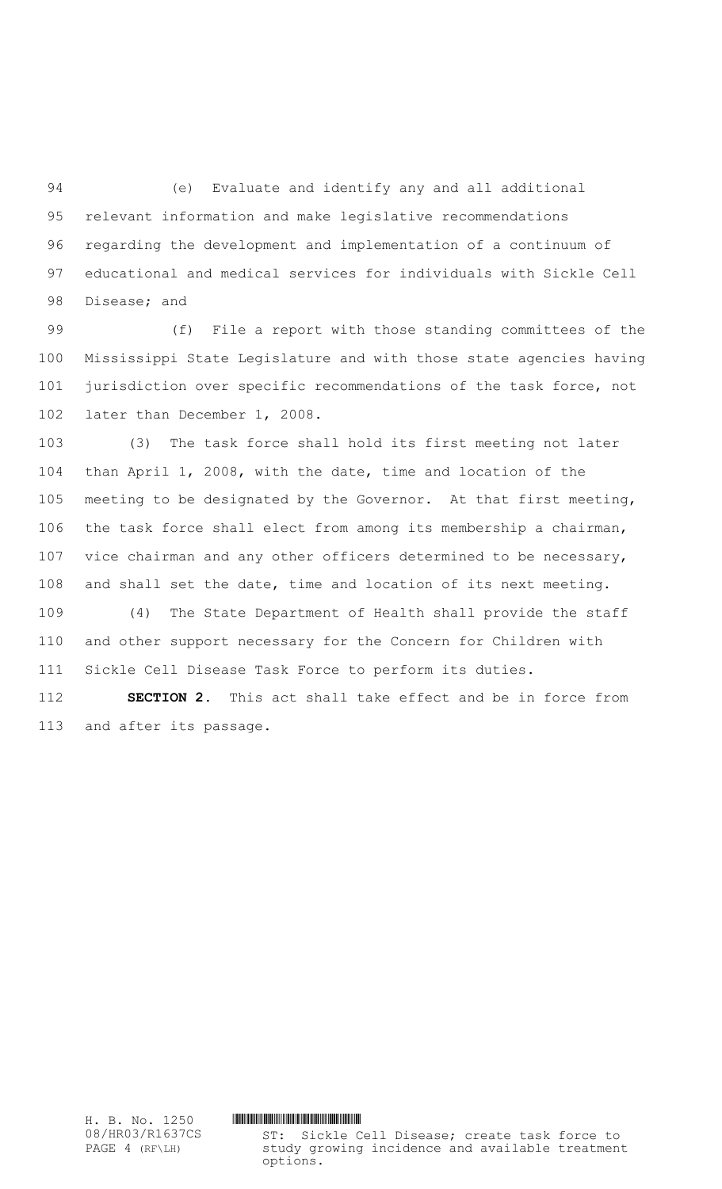(e) Evaluate and identify any and all additional relevant information and make legislative recommendations regarding the development and implementation of a continuum of educational and medical services for individuals with Sickle Cell Disease; and

(f) File a report with those standing committees of the Mississippi State Legislature and with those state agencies having jurisdiction over specific recommendations of the task force, not later than December 1, 2008.

(3) The task force shall hold its first meeting not later than April 1, 2008, with the date, time and location of the meeting to be designated by the Governor. At that first meeting, the task force shall elect from among its membership a chairman, vice chairman and any other officers determined to be necessary, and shall set the date, time and location of its next meeting.

(4) The State Department of Health shall provide the staff and other support necessary for the Concern for Children with Sickle Cell Disease Task Force to perform its duties.

**SECTION 2.** This act shall take effect and be in force from and after its passage.

ST: Sickle Cell Disease; create task force to study growing incidence and available treatment options.